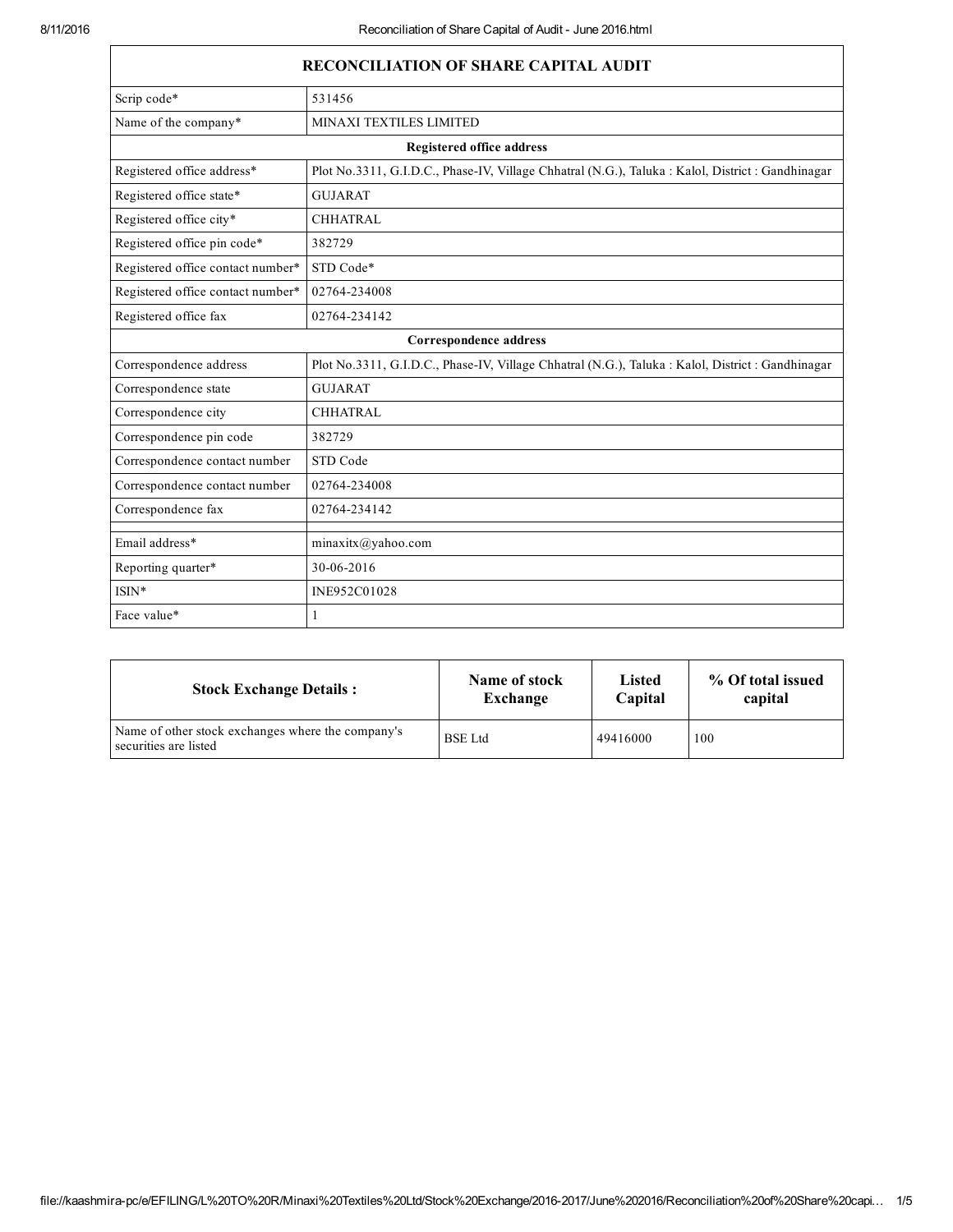| RECONCILIATION OF SHARE CAPITAL AUDIT | |
|---|---|
| Scrip code* | 531456 |
| Name of the company* | MINAXI TEXTILES LIMITED |
| **Registered office address** | |
| Registered office address* | Plot No.3311, G.I.D.C., Phase-IV, Village Chhatral (N.G.), Taluka : Kalol, District : Gandhinagar |
| Registered office state* | GUJARAT |
| Registered office city* | CHHATRAL |
| Registered office pin code* | 382729 |
| Registered office contact number* | STD Code* |
| Registered office contact number* | 02764-234008 |
| Registered office fax | 02764-234142 |
| **Correspondence address** | |
| Correspondence address | Plot No.3311, G.I.D.C., Phase-IV, Village Chhatral (N.G.), Taluka : Kalol, District : Gandhinagar |
| Correspondence state | GUJARAT |
| Correspondence city | CHHATRAL |
| Correspondence pin code | 382729 |
| Correspondence contact number | STD Code |
| Correspondence contact number | 02764-234008 |
| Correspondence fax | 02764-234142 |
| | |
| Email address* | minaxitx@yahoo.com |
| Reporting quarter* | 30-06-2016 |
| ISIN* | INE952C01028 |
| Face value* | 1 |

| Stock Exchange Details : | Name of stock Exchange | Listed Capital | % Of total issued capital |
|---|---|---|---|
| Name of other stock exchanges where the company's securities are listed | BSE Ltd | 49416000 | 100 |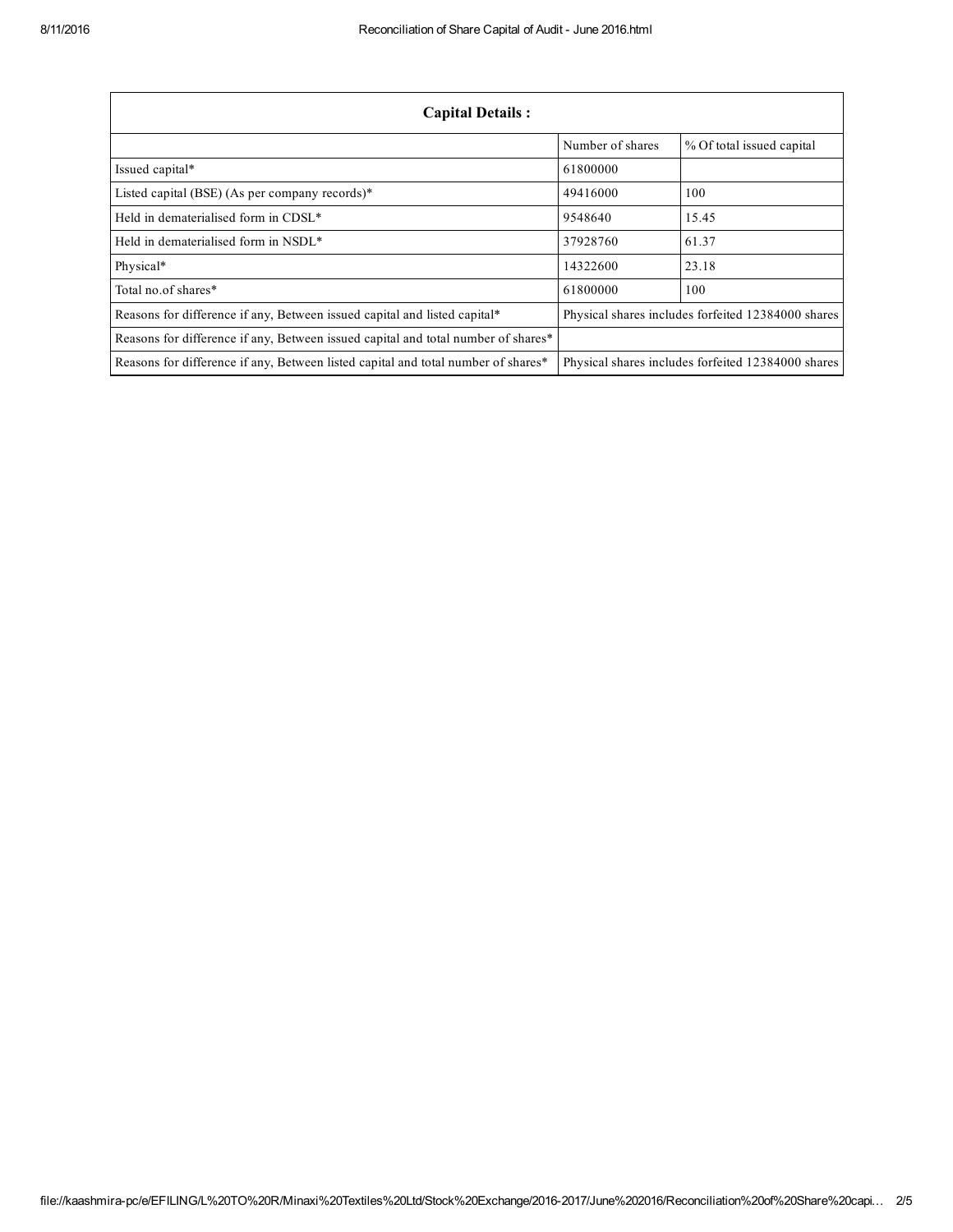| Capital Details : | | |
|---|---|---|
| | Number of shares | % Of total issued capital |
| Issued capital* | 61800000 | |
| Listed capital (BSE) (As per company records)* | 49416000 | 100 |
| Held in dematerialised form in CDSL* | 9548640 | 15.45 |
| Held in dematerialised form in NSDL* | 37928760 | 61.37 |
| Physical* | 14322600 | 23.18 |
| Total no.of shares* | 61800000 | 100 |
| Reasons for difference if any, Between issued capital and listed capital* | Physical shares includes forfeited 12384000 shares | |
| Reasons for difference if any, Between issued capital and total number of shares* | | |
| Reasons for difference if any, Between listed capital and total number of shares* | Physical shares includes forfeited 12384000 shares | |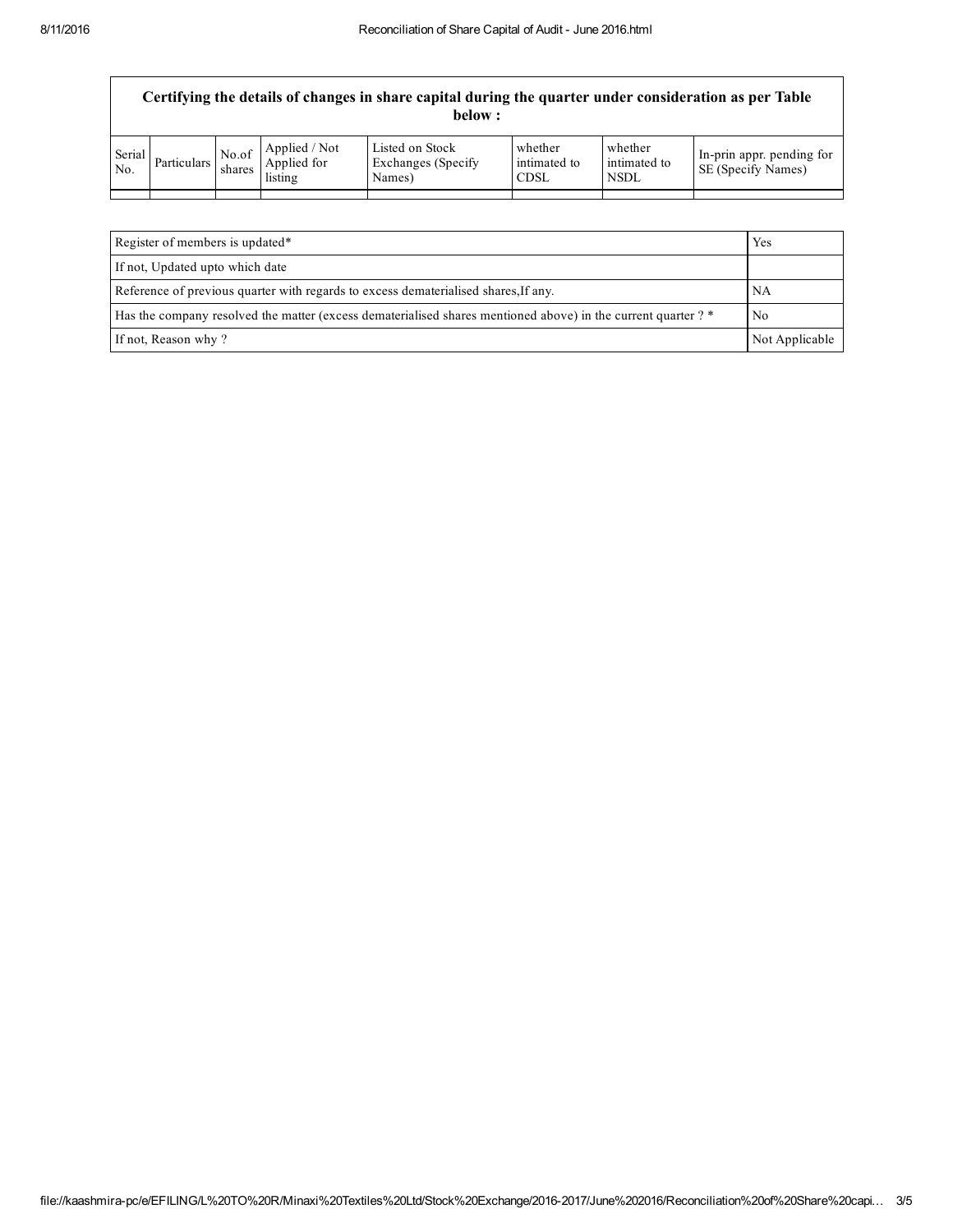**Certifying the details of changes in share capital during the quarter under consideration as per Table below :**

| Serial No. | Particulars | No.of shares | Applied / Not Applied for listing | Listed on Stock Exchanges (Specify Names) | whether intimated to CDSL | whether intimated to NSDL | In-prin appr. pending for SE (Specify Names) |
|---|---|---|---|---|---|---|---|
| | | | | | | | |

| | |
|---|---|
| Register of members is updated* | Yes |
| If not, Updated upto which date | |
| Reference of previous quarter with regards to excess dematerialised shares,If any. | NA |
| Has the company resolved the matter (excess dematerialised shares mentioned above) in the current quarter ? * | No |
| If not, Reason why ? | Not Applicable |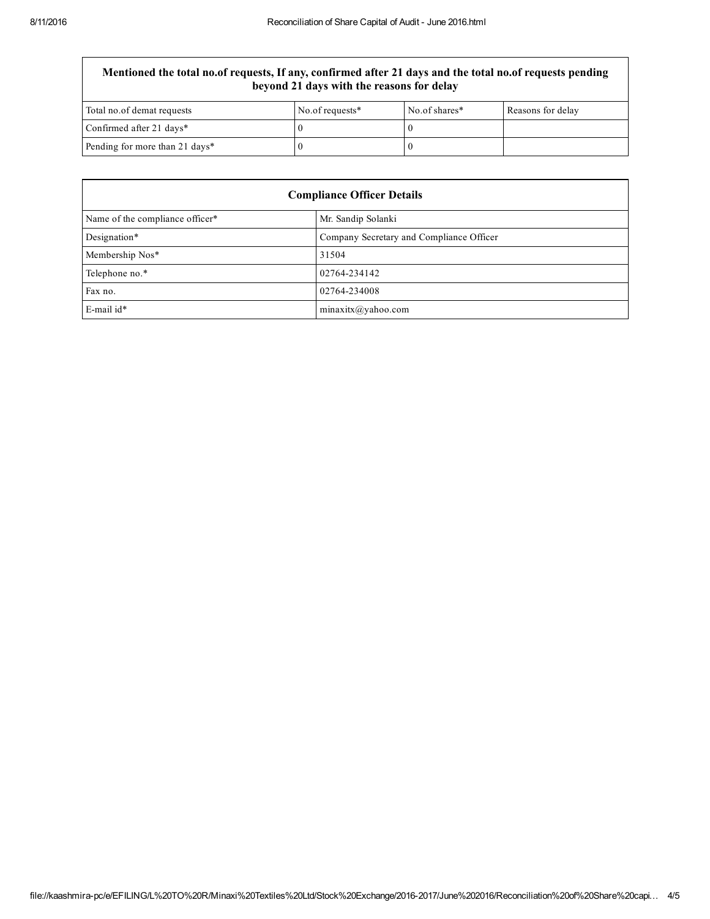| Mentioned the total no.of requests, If any, confirmed after 21 days and the total no.of requests pending beyond 21 days with the reasons for delay | | | |
|---|---|---|---|
| Total no.of demat requests | No.of requests* | No.of shares* | Reasons for delay |
| Confirmed after 21 days* | 0 | 0 | |
| Pending for more than 21 days* | 0 | 0 | |

| Compliance Officer Details | |
|---|---|
| Name of the compliance officer* | Mr. Sandip Solanki |
| Designation* | Company Secretary and Compliance Officer |
| Membership Nos* | 31504 |
| Telephone no.* | 02764-234142 |
| Fax no. | 02764-234008 |
| E-mail id* | minaxitx@yahoo.com |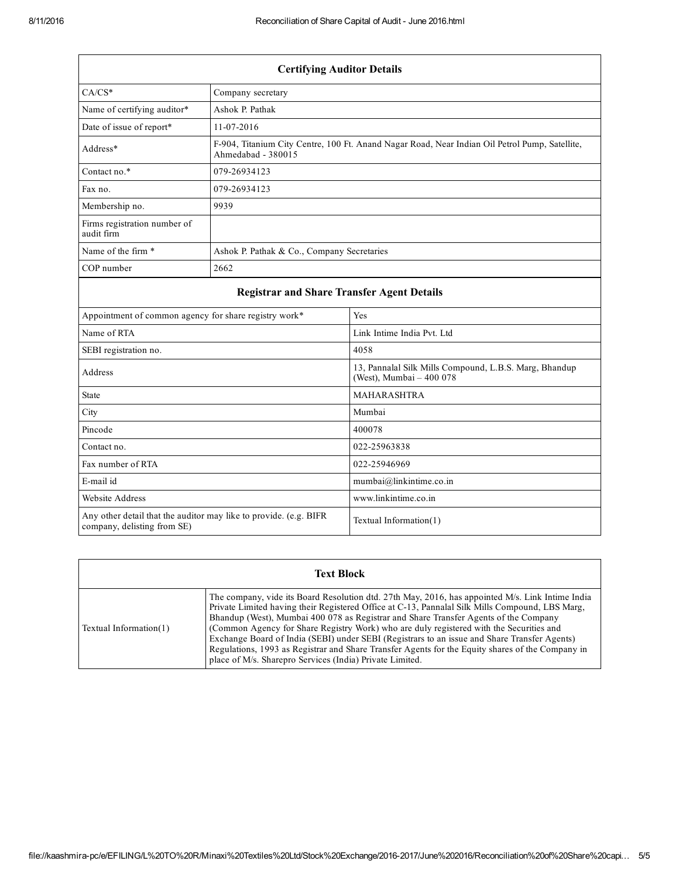| Certifying Auditor Details | |
|---|---|
| CA/CS* | Company secretary |
| Name of certifying auditor* | Ashok P. Pathak |
| Date of issue of report* | 11-07-2016 |
| Address* | F-904, Titanium City Centre, 100 Ft. Anand Nagar Road, Near Indian Oil Petrol Pump, Satellite, Ahmedabad - 380015 |
| Contact no.* | 079-26934123 |
| Fax no. | 079-26934123 |
| Membership no. | 9939 |
| Firms registration number of audit firm | |
| Name of the firm * | Ashok P. Pathak & Co., Company Secretaries |
| COP number | 2662 |

| Registrar and Share Transfer Agent Details | |
|---|---|
| Appointment of common agency for share registry work* | Yes |
| Name of RTA | Link Intime India Pvt. Ltd |
| SEBI registration no. | 4058 |
| Address | 13, Pannalal Silk Mills Compound, L.B.S. Marg, Bhandup (West), Mumbai – 400 078 |
| State | MAHARASHTRA |
| City | Mumbai |
| Pincode | 400078 |
| Contact no. | 022-25963838 |
| Fax number of RTA | 022-25946969 |
| E-mail id | mumbai@linkintime.co.in |
| Website Address | www.linkintime.co.in |
| Any other detail that the auditor may like to provide. (e.g. BIFR company, delisting from SE) | Textual Information(1) |

| Text Block | |
|---|---|
| Textual Information(1) | The company, vide its Board Resolution dtd. 27th May, 2016, has appointed M/s. Link Intime India Private Limited having their Registered Office at C-13, Pannalal Silk Mills Compound, LBS Marg, Bhandup (West), Mumbai 400 078 as Registrar and Share Transfer Agents of the Company (Common Agency for Share Registry Work) who are duly registered with the Securities and Exchange Board of India (SEBI) under SEBI (Registrars to an issue and Share Transfer Agents) Regulations, 1993 as Registrar and Share Transfer Agents for the Equity shares of the Company in place of M/s. Sharepro Services (India) Private Limited. |